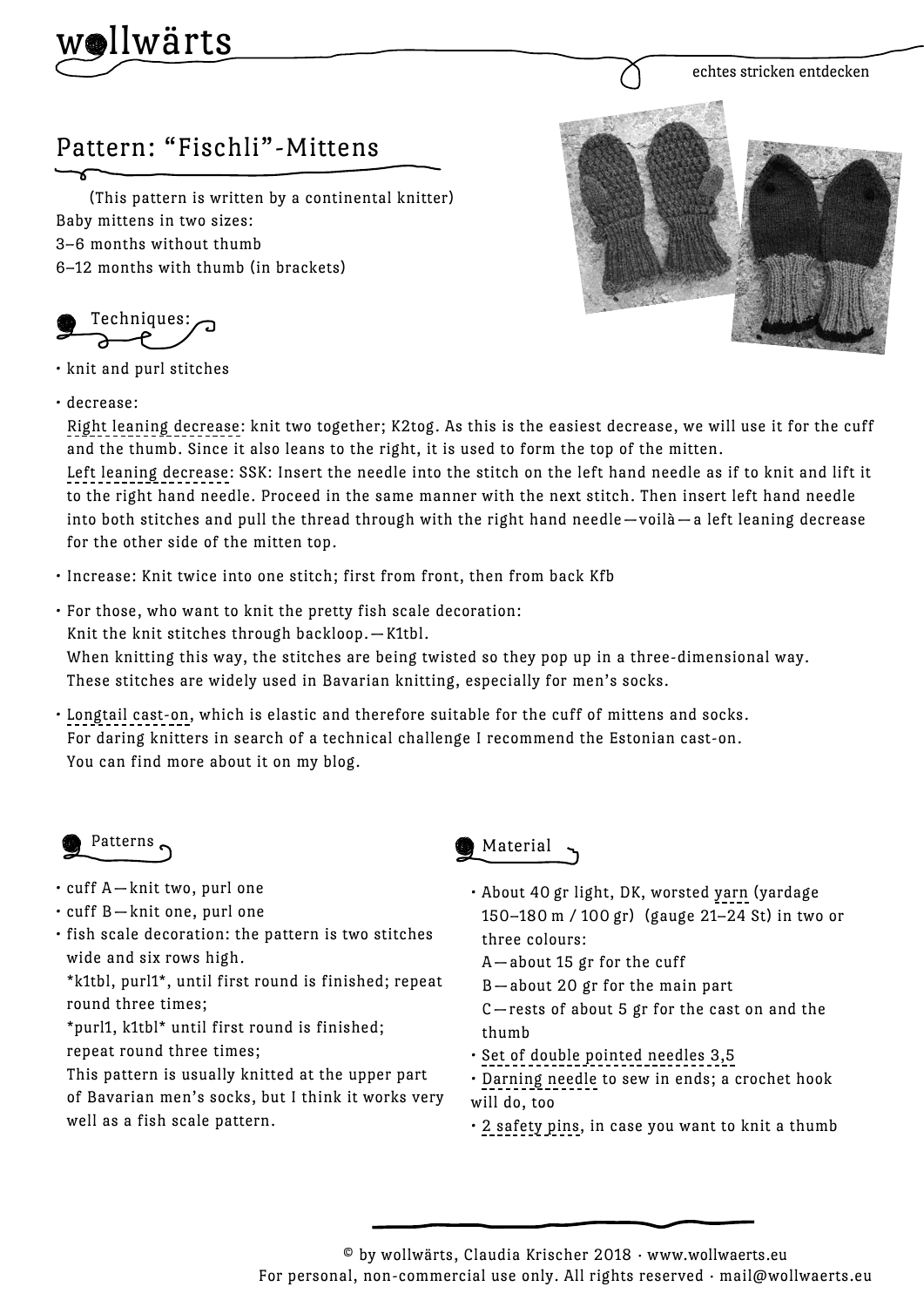wollwärts

echtes stricken entdecken

# Pattern: "Fischli"-Mittens

(This pattern is written by a continental knitter)

Baby mittens in two sizes:
3–6 months without thumb
6–12 months with thumb (in brackets)

## Techniques:

- knit and purl stitches
- decrease:
  Right leaning decrease: knit two together; K2tog. As this is the easiest decrease, we will use it for the cuff and the thumb. Since it also leans to the right, it is used to form the top of the mitten.
  Left leaning decrease: SSK: Insert the needle into the stitch on the left hand needle as if to knit and lift it to the right hand needle. Proceed in the same manner with the next stitch. Then insert left hand needle into both stitches and pull the thread through with the right hand needle—voilà—a left leaning decrease for the other side of the mitten top.
- Increase: Knit twice into one stitch; first from front, then from back Kfb
- For those, who want to knit the pretty fish scale decoration:
  Knit the knit stitches through backloop.—K1tbl.
  When knitting this way, the stitches are being twisted so they pop up in a three-dimensional way. These stitches are widely used in Bavarian knitting, especially for men's socks.
- Longtail cast-on, which is elastic and therefore suitable for the cuff of mittens and socks.
  For daring knitters in search of a technical challenge I recommend the Estonian cast-on.
  You can find more about it on my blog.

## Patterns

- cuff A—knit two, purl one
- cuff B—knit one, purl one
- fish scale decoration: the pattern is two stitches wide and six rows high.
  *k1tbl, purl1*, until first round is finished; repeat round three times;
  *purl1, k1tbl* until first round is finished; repeat round three times;
  This pattern is usually knitted at the upper part of Bavarian men's socks, but I think it works very well as a fish scale pattern.

## Material

- About 40 gr light, DK, worsted yarn (yardage 150–180 m / 100 gr) (gauge 21–24 St) in two or three colours:
  A—about 15 gr for the cuff
  B—about 20 gr for the main part
  C—rests of about 5 gr for the cast on and the thumb
- Set of double pointed needles 3,5
- Darning needle to sew in ends; a crochet hook will do, too
- 2 safety pins, in case you want to knit a thumb

© by wollwärts, Claudia Krischer 2018 · www.wollwaerts.eu
For personal, non-commercial use only. All rights reserved · mail@wollwaerts.eu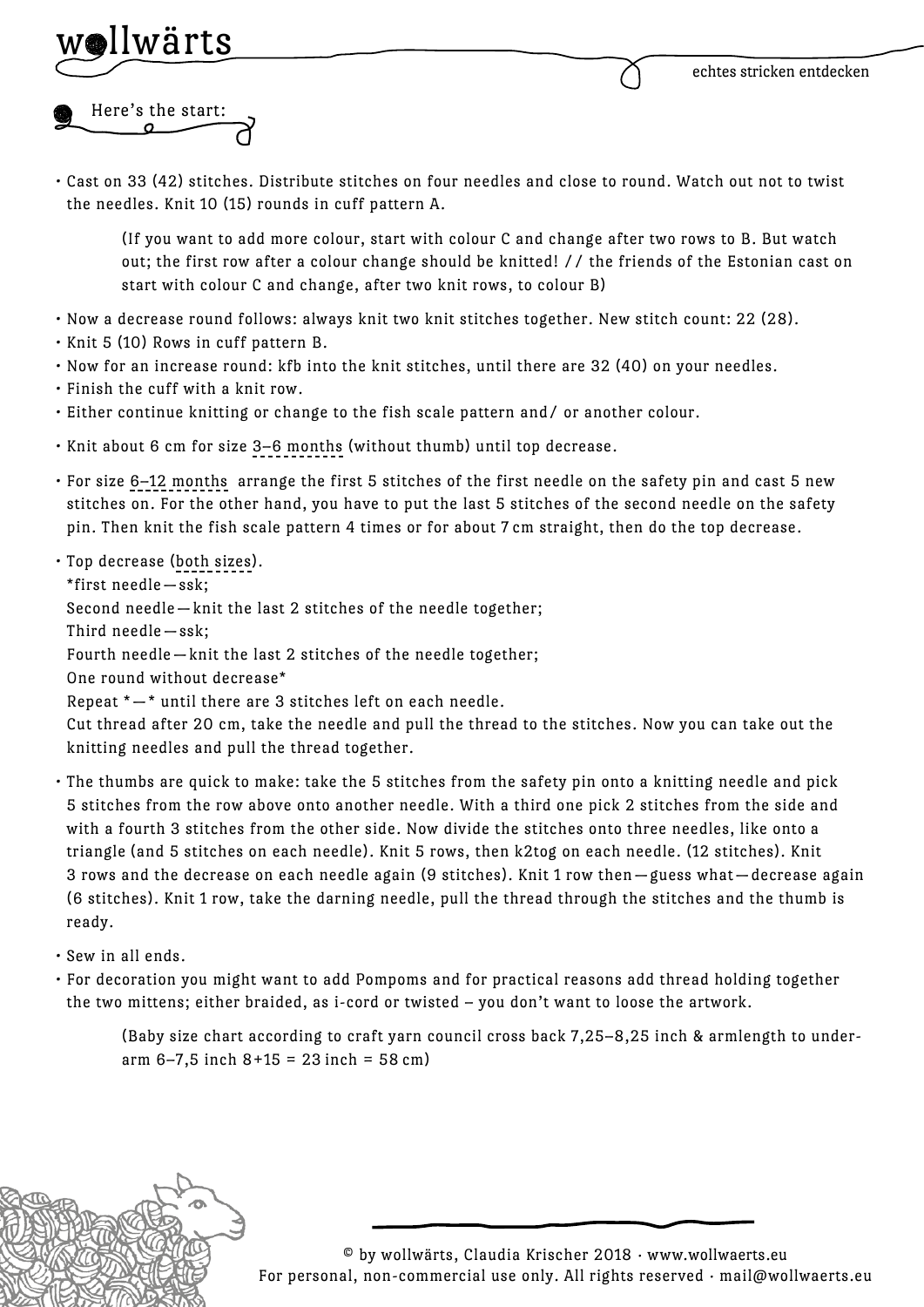## Here's the start:

- Cast on 33 (42) stitches. Distribute stitches on four needles and close to round. Watch out not to twist the needles. Knit 10 (15) rounds in cuff pattern A.

  (If you want to add more colour, start with colour C and change after two rows to B. But watch out; the first row after a colour change should be knitted! // the friends of the Estonian cast on start with colour C and change, after two knit rows, to colour B)

- Now a decrease round follows: always knit two knit stitches together. New stitch count: 22 (28).
- Knit 5 (10) Rows in cuff pattern B.
- Now for an increase round: kfb into the knit stitches, until there are 32 (40) on your needles.
- Finish the cuff with a knit row.
- Either continue knitting or change to the fish scale pattern and/ or another colour.
- Knit about 6 cm for size 3–6 months (without thumb) until top decrease.
- For size 6–12 months arrange the first 5 stitches of the first needle on the safety pin and cast 5 new stitches on. For the other hand, you have to put the last 5 stitches of the second needle on the safety pin. Then knit the fish scale pattern 4 times or for about 7 cm straight, then do the top decrease.
- Top decrease (both sizes).
  *first needle — ssk;
  Second needle — knit the last 2 stitches of the needle together;
  Third needle — ssk;
  Fourth needle — knit the last 2 stitches of the needle together;
  One round without decrease*
  Repeat * — * until there are 3 stitches left on each needle.
  Cut thread after 20 cm, take the needle and pull the thread to the stitches. Now you can take out the knitting needles and pull the thread together.
- The thumbs are quick to make: take the 5 stitches from the safety pin onto a knitting needle and pick 5 stitches from the row above onto another needle. With a third one pick 2 stitches from the side and with a fourth 3 stitches from the other side. Now divide the stitches onto three needles, like onto a triangle (and 5 stitches on each needle). Knit 5 rows, then k2tog on each needle. (12 stitches). Knit 3 rows and the decrease on each needle again (9 stitches). Knit 1 row then — guess what — decrease again (6 stitches). Knit 1 row, take the darning needle, pull the thread through the stitches and the thumb is ready.
- Sew in all ends.
- For decoration you might want to add Pompoms and for practical reasons add thread holding together the two mittens; either braided, as i-cord or twisted – you don't want to loose the artwork.

  (Baby size chart according to craft yarn council cross back 7,25–8,25 inch & armlength to underarm 6–7,5 inch 8+15 = 23 inch = 58 cm)

© by wollwärts, Claudia Krischer 2018 · www.wollwaerts.eu
For personal, non-commercial use only. All rights reserved · mail@wollwaerts.eu